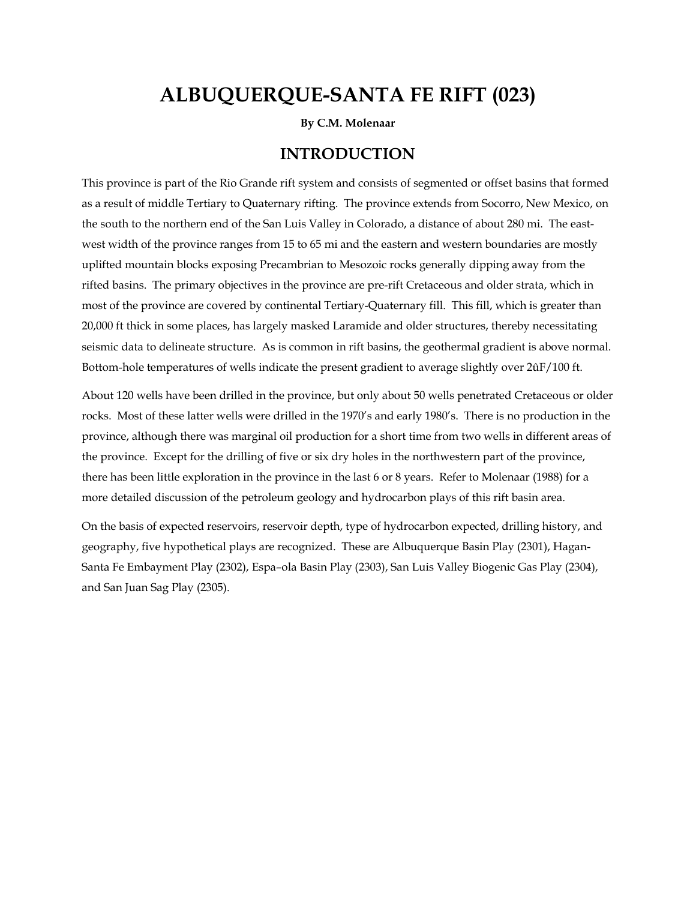# ALBUQUERQUE-SANTA FE RIFT (023)

**By C.M. Molenaar**

## INTRODUCTION

This province is part of the Rio Grande rift system and consists of segmented or offset basins that formed as a result of middle Tertiary to Quaternary rifting. The province extends from Socorro, New Mexico, on the south to the northern end of the San Luis Valley in Colorado, a distance of about 280 mi. The east-west width of the province ranges from 15 to 65 mi and the eastern and western boundaries are mostly uplifted mountain blocks exposing Precambrian to Mesozoic rocks generally dipping away from the rifted basins. The primary objectives in the province are pre-rift Cretaceous and older strata, which in most of the province are covered by continental Tertiary-Quaternary fill. This fill, which is greater than 20,000 ft thick in some places, has largely masked Laramide and older structures, thereby necessitating seismic data to delineate structure. As is common in rift basins, the geothermal gradient is above normal. Bottom-hole temperatures of wells indicate the present gradient to average slightly over 2ûF/100 ft.

About 120 wells have been drilled in the province, but only about 50 wells penetrated Cretaceous or older rocks. Most of these latter wells were drilled in the 1970's and early 1980's. There is no production in the province, although there was marginal oil production for a short time from two wells in different areas of the province. Except for the drilling of five or six dry holes in the northwestern part of the province, there has been little exploration in the province in the last 6 or 8 years. Refer to Molenaar (1988) for a more detailed discussion of the petroleum geology and hydrocarbon plays of this rift basin area.

On the basis of expected reservoirs, reservoir depth, type of hydrocarbon expected, drilling history, and geography, five hypothetical plays are recognized. These are Albuquerque Basin Play (2301), Hagan-Santa Fe Embayment Play (2302), Espa–ola Basin Play (2303), San Luis Valley Biogenic Gas Play (2304), and San Juan Sag Play (2305).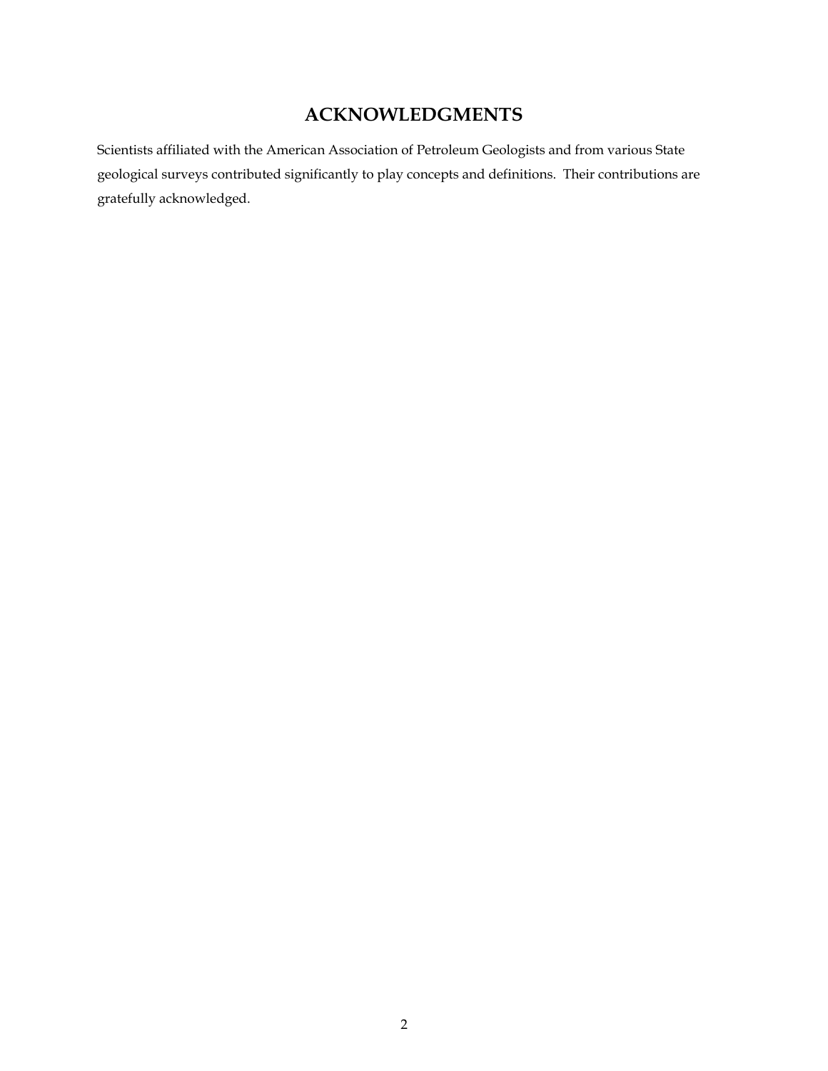# ACKNOWLEDGMENTS

Scientists affiliated with the American Association of Petroleum Geologists and from various State geological surveys contributed significantly to play concepts and definitions. Their contributions are gratefully acknowledged.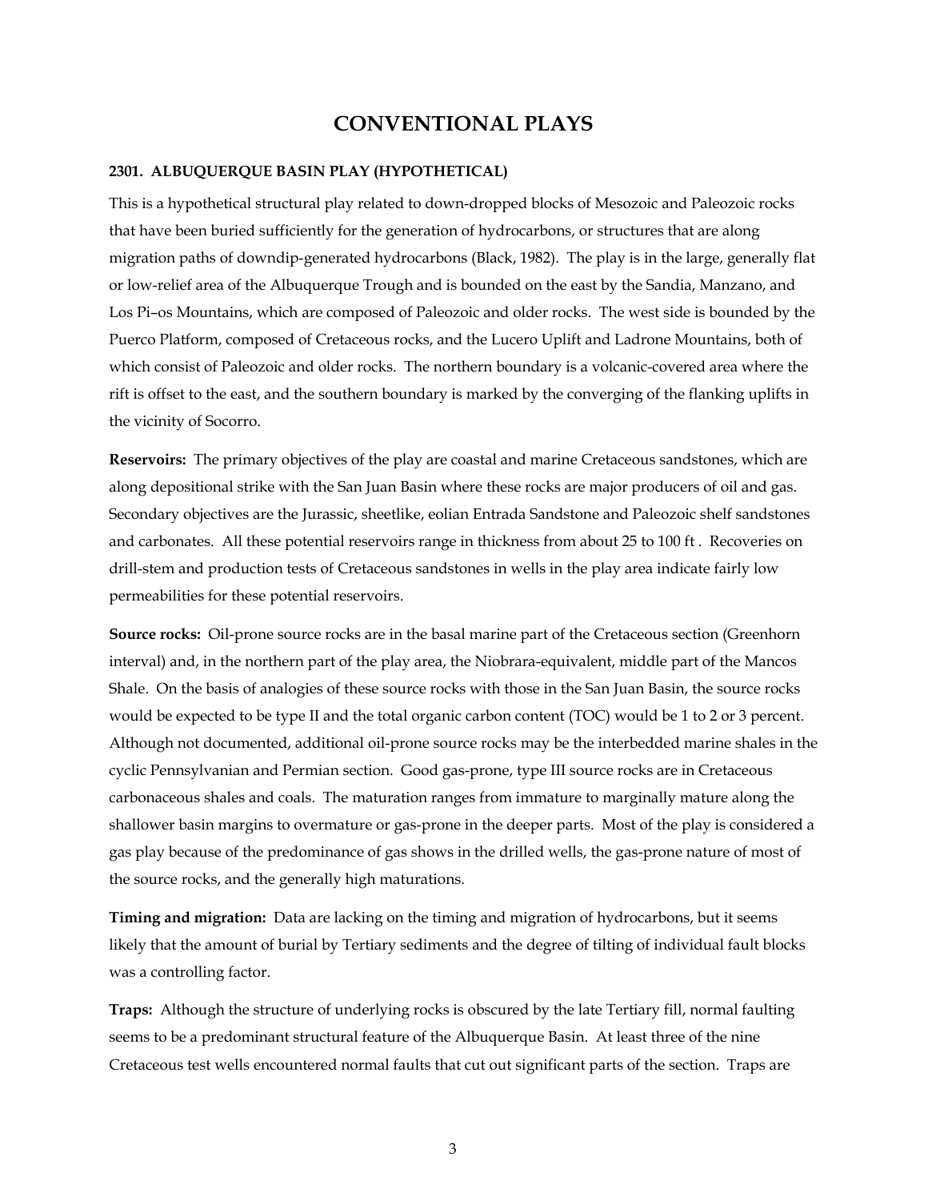# CONVENTIONAL PLAYS

### 2301. ALBUQUERQUE BASIN PLAY (HYPOTHETICAL)

This is a hypothetical structural play related to down-dropped blocks of Mesozoic and Paleozoic rocks that have been buried sufficiently for the generation of hydrocarbons, or structures that are along migration paths of downdip-generated hydrocarbons (Black, 1982). The play is in the large, generally flat or low-relief area of the Albuquerque Trough and is bounded on the east by the Sandia, Manzano, and Los Pi–os Mountains, which are composed of Paleozoic and older rocks. The west side is bounded by the Puerco Platform, composed of Cretaceous rocks, and the Lucero Uplift and Ladrone Mountains, both of which consist of Paleozoic and older rocks. The northern boundary is a volcanic-covered area where the rift is offset to the east, and the southern boundary is marked by the converging of the flanking uplifts in the vicinity of Socorro.

**Reservoirs:** The primary objectives of the play are coastal and marine Cretaceous sandstones, which are along depositional strike with the San Juan Basin where these rocks are major producers of oil and gas. Secondary objectives are the Jurassic, sheetlike, eolian Entrada Sandstone and Paleozoic shelf sandstones and carbonates. All these potential reservoirs range in thickness from about 25 to 100 ft . Recoveries on drill-stem and production tests of Cretaceous sandstones in wells in the play area indicate fairly low permeabilities for these potential reservoirs.

**Source rocks:** Oil-prone source rocks are in the basal marine part of the Cretaceous section (Greenhorn interval) and, in the northern part of the play area, the Niobrara-equivalent, middle part of the Mancos Shale. On the basis of analogies of these source rocks with those in the San Juan Basin, the source rocks would be expected to be type II and the total organic carbon content (TOC) would be 1 to 2 or 3 percent. Although not documented, additional oil-prone source rocks may be the interbedded marine shales in the cyclic Pennsylvanian and Permian section. Good gas-prone, type III source rocks are in Cretaceous carbonaceous shales and coals. The maturation ranges from immature to marginally mature along the shallower basin margins to overmature or gas-prone in the deeper parts. Most of the play is considered a gas play because of the predominance of gas shows in the drilled wells, the gas-prone nature of most of the source rocks, and the generally high maturations.

**Timing and migration:** Data are lacking on the timing and migration of hydrocarbons, but it seems likely that the amount of burial by Tertiary sediments and the degree of tilting of individual fault blocks was a controlling factor.

**Traps:** Although the structure of underlying rocks is obscured by the late Tertiary fill, normal faulting seems to be a predominant structural feature of the Albuquerque Basin. At least three of the nine Cretaceous test wells encountered normal faults that cut out significant parts of the section. Traps are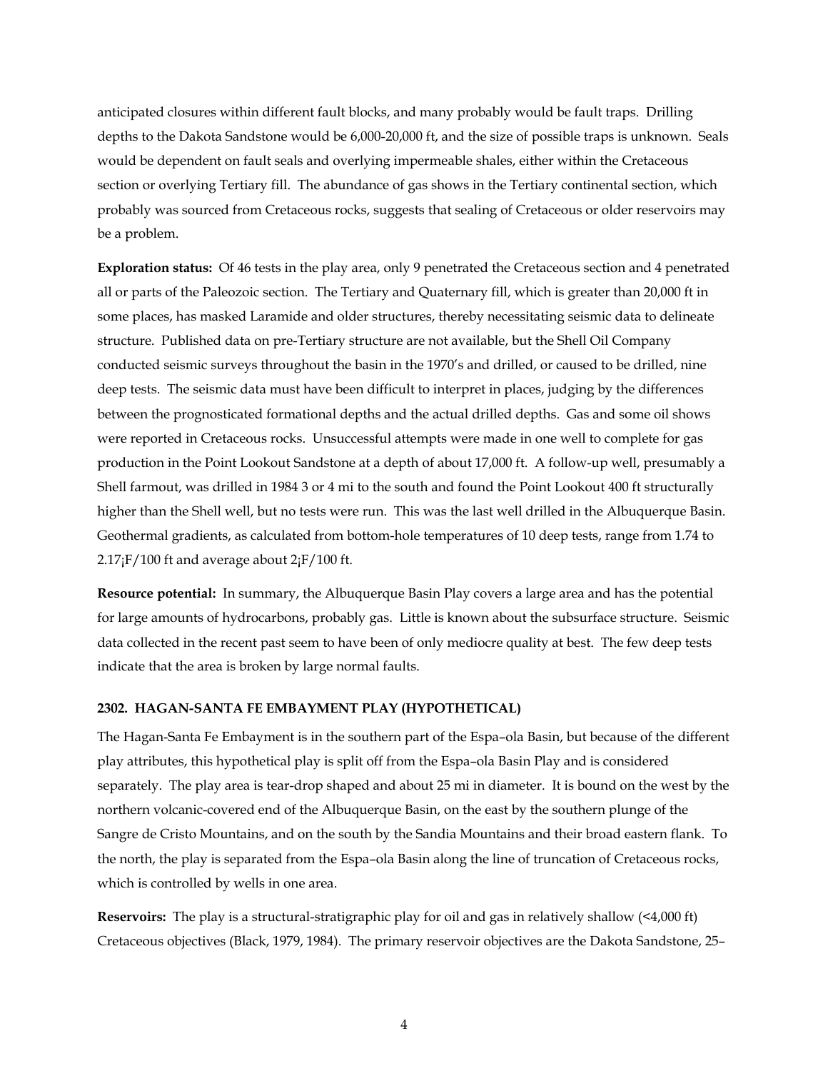anticipated closures within different fault blocks, and many probably would be fault traps. Drilling depths to the Dakota Sandstone would be 6,000-20,000 ft, and the size of possible traps is unknown. Seals would be dependent on fault seals and overlying impermeable shales, either within the Cretaceous section or overlying Tertiary fill. The abundance of gas shows in the Tertiary continental section, which probably was sourced from Cretaceous rocks, suggests that sealing of Cretaceous or older reservoirs may be a problem.

**Exploration status:** Of 46 tests in the play area, only 9 penetrated the Cretaceous section and 4 penetrated all or parts of the Paleozoic section. The Tertiary and Quaternary fill, which is greater than 20,000 ft in some places, has masked Laramide and older structures, thereby necessitating seismic data to delineate structure. Published data on pre-Tertiary structure are not available, but the Shell Oil Company conducted seismic surveys throughout the basin in the 1970's and drilled, or caused to be drilled, nine deep tests. The seismic data must have been difficult to interpret in places, judging by the differences between the prognosticated formational depths and the actual drilled depths. Gas and some oil shows were reported in Cretaceous rocks. Unsuccessful attempts were made in one well to complete for gas production in the Point Lookout Sandstone at a depth of about 17,000 ft. A follow-up well, presumably a Shell farmout, was drilled in 1984 3 or 4 mi to the south and found the Point Lookout 400 ft structurally higher than the Shell well, but no tests were run. This was the last well drilled in the Albuquerque Basin. Geothermal gradients, as calculated from bottom-hole temperatures of 10 deep tests, range from 1.74 to 2.17¡F/100 ft and average about 2¡F/100 ft.

**Resource potential:** In summary, the Albuquerque Basin Play covers a large area and has the potential for large amounts of hydrocarbons, probably gas. Little is known about the subsurface structure. Seismic data collected in the recent past seem to have been of only mediocre quality at best. The few deep tests indicate that the area is broken by large normal faults.

### 2302. HAGAN-SANTA FE EMBAYMENT PLAY (HYPOTHETICAL)

The Hagan-Santa Fe Embayment is in the southern part of the Espa–ola Basin, but because of the different play attributes, this hypothetical play is split off from the Espa–ola Basin Play and is considered separately. The play area is tear-drop shaped and about 25 mi in diameter. It is bound on the west by the northern volcanic-covered end of the Albuquerque Basin, on the east by the southern plunge of the Sangre de Cristo Mountains, and on the south by the Sandia Mountains and their broad eastern flank. To the north, the play is separated from the Espa–ola Basin along the line of truncation of Cretaceous rocks, which is controlled by wells in one area.

**Reservoirs:** The play is a structural-stratigraphic play for oil and gas in relatively shallow (<4,000 ft) Cretaceous objectives (Black, 1979, 1984). The primary reservoir objectives are the Dakota Sandstone, 25–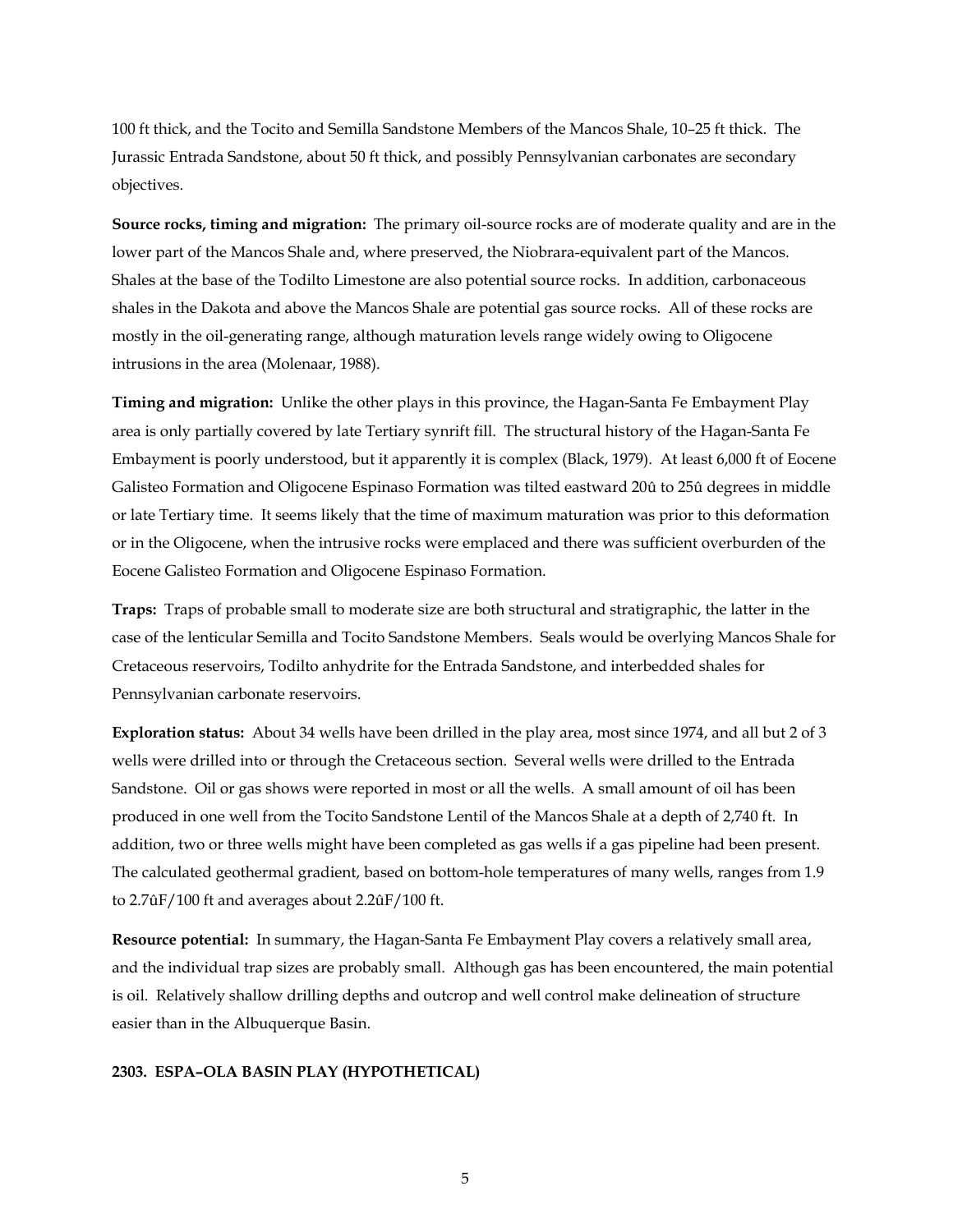100 ft thick, and the Tocito and Semilla Sandstone Members of the Mancos Shale, 10–25 ft thick. The Jurassic Entrada Sandstone, about 50 ft thick, and possibly Pennsylvanian carbonates are secondary objectives.

**Source rocks, timing and migration:** The primary oil-source rocks are of moderate quality and are in the lower part of the Mancos Shale and, where preserved, the Niobrara-equivalent part of the Mancos. Shales at the base of the Todilto Limestone are also potential source rocks. In addition, carbonaceous shales in the Dakota and above the Mancos Shale are potential gas source rocks. All of these rocks are mostly in the oil-generating range, although maturation levels range widely owing to Oligocene intrusions in the area (Molenaar, 1988).

**Timing and migration:** Unlike the other plays in this province, the Hagan-Santa Fe Embayment Play area is only partially covered by late Tertiary synrift fill. The structural history of the Hagan-Santa Fe Embayment is poorly understood, but it apparently it is complex (Black, 1979). At least 6,000 ft of Eocene Galisteo Formation and Oligocene Espinaso Formation was tilted eastward 20û to 25û degrees in middle or late Tertiary time. It seems likely that the time of maximum maturation was prior to this deformation or in the Oligocene, when the intrusive rocks were emplaced and there was sufficient overburden of the Eocene Galisteo Formation and Oligocene Espinaso Formation.

**Traps:** Traps of probable small to moderate size are both structural and stratigraphic, the latter in the case of the lenticular Semilla and Tocito Sandstone Members. Seals would be overlying Mancos Shale for Cretaceous reservoirs, Todilto anhydrite for the Entrada Sandstone, and interbedded shales for Pennsylvanian carbonate reservoirs.

**Exploration status:** About 34 wells have been drilled in the play area, most since 1974, and all but 2 of 3 wells were drilled into or through the Cretaceous section. Several wells were drilled to the Entrada Sandstone. Oil or gas shows were reported in most or all the wells. A small amount of oil has been produced in one well from the Tocito Sandstone Lentil of the Mancos Shale at a depth of 2,740 ft. In addition, two or three wells might have been completed as gas wells if a gas pipeline had been present. The calculated geothermal gradient, based on bottom-hole temperatures of many wells, ranges from 1.9 to 2.7ûF/100 ft and averages about 2.2ûF/100 ft.

**Resource potential:** In summary, the Hagan-Santa Fe Embayment Play covers a relatively small area, and the individual trap sizes are probably small. Although gas has been encountered, the main potential is oil. Relatively shallow drilling depths and outcrop and well control make delineation of structure easier than in the Albuquerque Basin.

### 2303. ESPA–OLA BASIN PLAY (HYPOTHETICAL)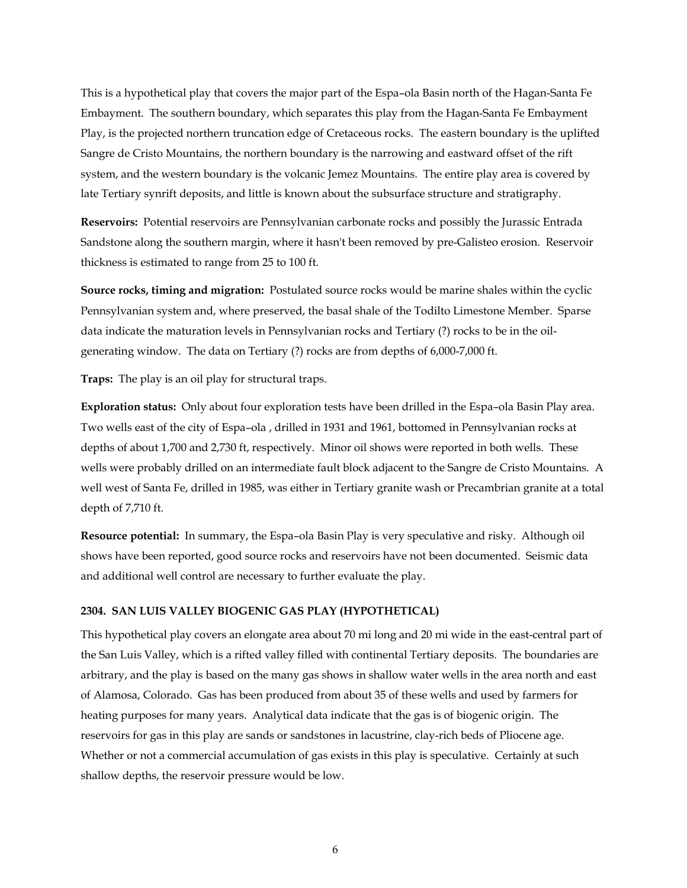This is a hypothetical play that covers the major part of the Espa–ola Basin north of the Hagan-Santa Fe Embayment. The southern boundary, which separates this play from the Hagan-Santa Fe Embayment Play, is the projected northern truncation edge of Cretaceous rocks. The eastern boundary is the uplifted Sangre de Cristo Mountains, the northern boundary is the narrowing and eastward offset of the rift system, and the western boundary is the volcanic Jemez Mountains. The entire play area is covered by late Tertiary synrift deposits, and little is known about the subsurface structure and stratigraphy.

**Reservoirs:** Potential reservoirs are Pennsylvanian carbonate rocks and possibly the Jurassic Entrada Sandstone along the southern margin, where it hasn't been removed by pre-Galisteo erosion. Reservoir thickness is estimated to range from 25 to 100 ft.

**Source rocks, timing and migration:** Postulated source rocks would be marine shales within the cyclic Pennsylvanian system and, where preserved, the basal shale of the Todilto Limestone Member. Sparse data indicate the maturation levels in Pennsylvanian rocks and Tertiary (?) rocks to be in the oil-generating window. The data on Tertiary (?) rocks are from depths of 6,000-7,000 ft.

**Traps:** The play is an oil play for structural traps.

**Exploration status:** Only about four exploration tests have been drilled in the Espa–ola Basin Play area. Two wells east of the city of Espa–ola , drilled in 1931 and 1961, bottomed in Pennsylvanian rocks at depths of about 1,700 and 2,730 ft, respectively. Minor oil shows were reported in both wells. These wells were probably drilled on an intermediate fault block adjacent to the Sangre de Cristo Mountains. A well west of Santa Fe, drilled in 1985, was either in Tertiary granite wash or Precambrian granite at a total depth of 7,710 ft.

**Resource potential:** In summary, the Espa–ola Basin Play is very speculative and risky. Although oil shows have been reported, good source rocks and reservoirs have not been documented. Seismic data and additional well control are necessary to further evaluate the play.

### 2304. SAN LUIS VALLEY BIOGENIC GAS PLAY (HYPOTHETICAL)

This hypothetical play covers an elongate area about 70 mi long and 20 mi wide in the east-central part of the San Luis Valley, which is a rifted valley filled with continental Tertiary deposits. The boundaries are arbitrary, and the play is based on the many gas shows in shallow water wells in the area north and east of Alamosa, Colorado. Gas has been produced from about 35 of these wells and used by farmers for heating purposes for many years. Analytical data indicate that the gas is of biogenic origin. The reservoirs for gas in this play are sands or sandstones in lacustrine, clay-rich beds of Pliocene age. Whether or not a commercial accumulation of gas exists in this play is speculative. Certainly at such shallow depths, the reservoir pressure would be low.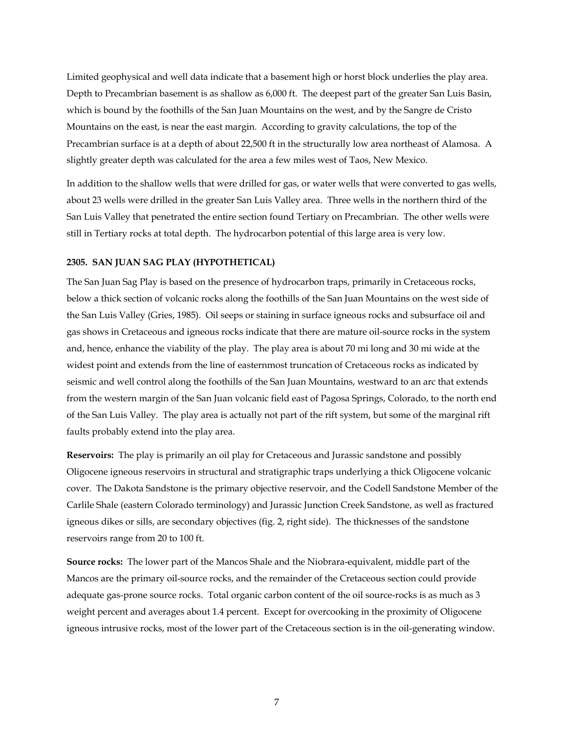Limited geophysical and well data indicate that a basement high or horst block underlies the play area. Depth to Precambrian basement is as shallow as 6,000 ft. The deepest part of the greater San Luis Basin, which is bound by the foothills of the San Juan Mountains on the west, and by the Sangre de Cristo Mountains on the east, is near the east margin. According to gravity calculations, the top of the Precambrian surface is at a depth of about 22,500 ft in the structurally low area northeast of Alamosa. A slightly greater depth was calculated for the area a few miles west of Taos, New Mexico.

In addition to the shallow wells that were drilled for gas, or water wells that were converted to gas wells, about 23 wells were drilled in the greater San Luis Valley area. Three wells in the northern third of the San Luis Valley that penetrated the entire section found Tertiary on Precambrian. The other wells were still in Tertiary rocks at total depth. The hydrocarbon potential of this large area is very low.

### 2305. SAN JUAN SAG PLAY (HYPOTHETICAL)

The San Juan Sag Play is based on the presence of hydrocarbon traps, primarily in Cretaceous rocks, below a thick section of volcanic rocks along the foothills of the San Juan Mountains on the west side of the San Luis Valley (Gries, 1985). Oil seeps or staining in surface igneous rocks and subsurface oil and gas shows in Cretaceous and igneous rocks indicate that there are mature oil-source rocks in the system and, hence, enhance the viability of the play. The play area is about 70 mi long and 30 mi wide at the widest point and extends from the line of easternmost truncation of Cretaceous rocks as indicated by seismic and well control along the foothills of the San Juan Mountains, westward to an arc that extends from the western margin of the San Juan volcanic field east of Pagosa Springs, Colorado, to the north end of the San Luis Valley. The play area is actually not part of the rift system, but some of the marginal rift faults probably extend into the play area.

**Reservoirs:** The play is primarily an oil play for Cretaceous and Jurassic sandstone and possibly Oligocene igneous reservoirs in structural and stratigraphic traps underlying a thick Oligocene volcanic cover. The Dakota Sandstone is the primary objective reservoir, and the Codell Sandstone Member of the Carlile Shale (eastern Colorado terminology) and Jurassic Junction Creek Sandstone, as well as fractured igneous dikes or sills, are secondary objectives (fig. 2, right side). The thicknesses of the sandstone reservoirs range from 20 to 100 ft.

**Source rocks:** The lower part of the Mancos Shale and the Niobrara-equivalent, middle part of the Mancos are the primary oil-source rocks, and the remainder of the Cretaceous section could provide adequate gas-prone source rocks. Total organic carbon content of the oil source-rocks is as much as 3 weight percent and averages about 1.4 percent. Except for overcooking in the proximity of Oligocene igneous intrusive rocks, most of the lower part of the Cretaceous section is in the oil-generating window.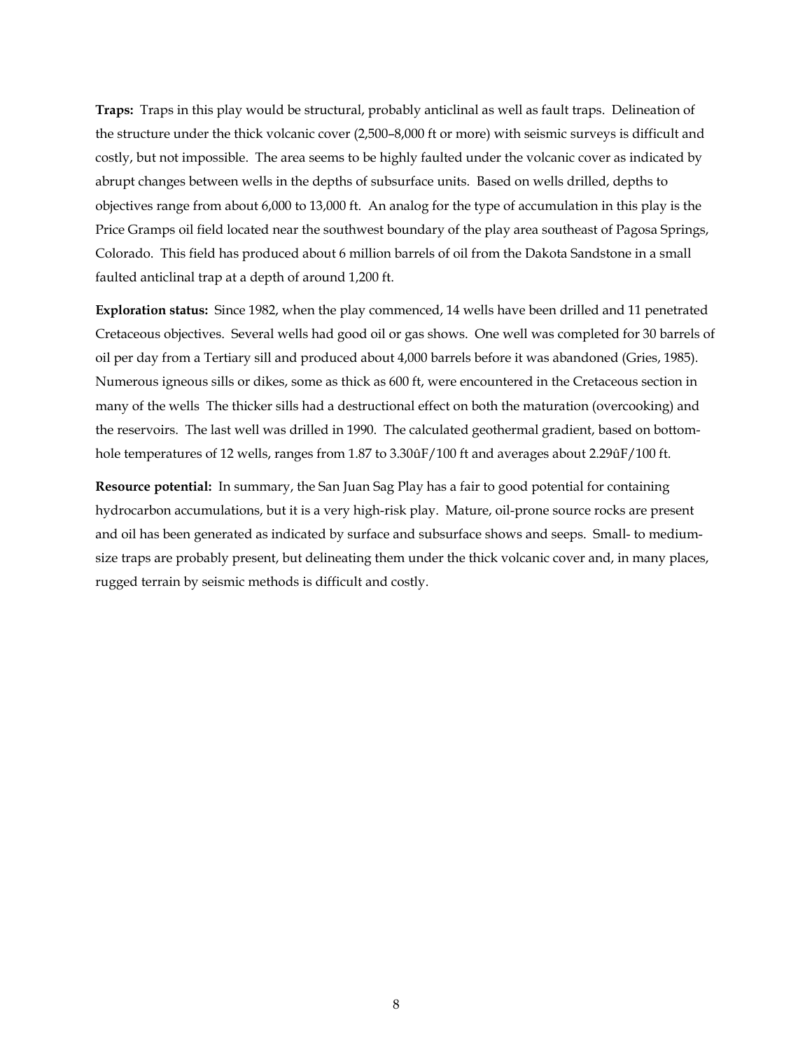**Traps:** Traps in this play would be structural, probably anticlinal as well as fault traps. Delineation of the structure under the thick volcanic cover (2,500–8,000 ft or more) with seismic surveys is difficult and costly, but not impossible. The area seems to be highly faulted under the volcanic cover as indicated by abrupt changes between wells in the depths of subsurface units. Based on wells drilled, depths to objectives range from about 6,000 to 13,000 ft. An analog for the type of accumulation in this play is the Price Gramps oil field located near the southwest boundary of the play area southeast of Pagosa Springs, Colorado. This field has produced about 6 million barrels of oil from the Dakota Sandstone in a small faulted anticlinal trap at a depth of around 1,200 ft.

**Exploration status:** Since 1982, when the play commenced, 14 wells have been drilled and 11 penetrated Cretaceous objectives. Several wells had good oil or gas shows. One well was completed for 30 barrels of oil per day from a Tertiary sill and produced about 4,000 barrels before it was abandoned (Gries, 1985). Numerous igneous sills or dikes, some as thick as 600 ft, were encountered in the Cretaceous section in many of the wells The thicker sills had a destructional effect on both the maturation (overcooking) and the reservoirs. The last well was drilled in 1990. The calculated geothermal gradient, based on bottom-hole temperatures of 12 wells, ranges from 1.87 to 3.30ûF/100 ft and averages about 2.29ûF/100 ft.

**Resource potential:** In summary, the San Juan Sag Play has a fair to good potential for containing hydrocarbon accumulations, but it is a very high-risk play. Mature, oil-prone source rocks are present and oil has been generated as indicated by surface and subsurface shows and seeps. Small- to medium-size traps are probably present, but delineating them under the thick volcanic cover and, in many places, rugged terrain by seismic methods is difficult and costly.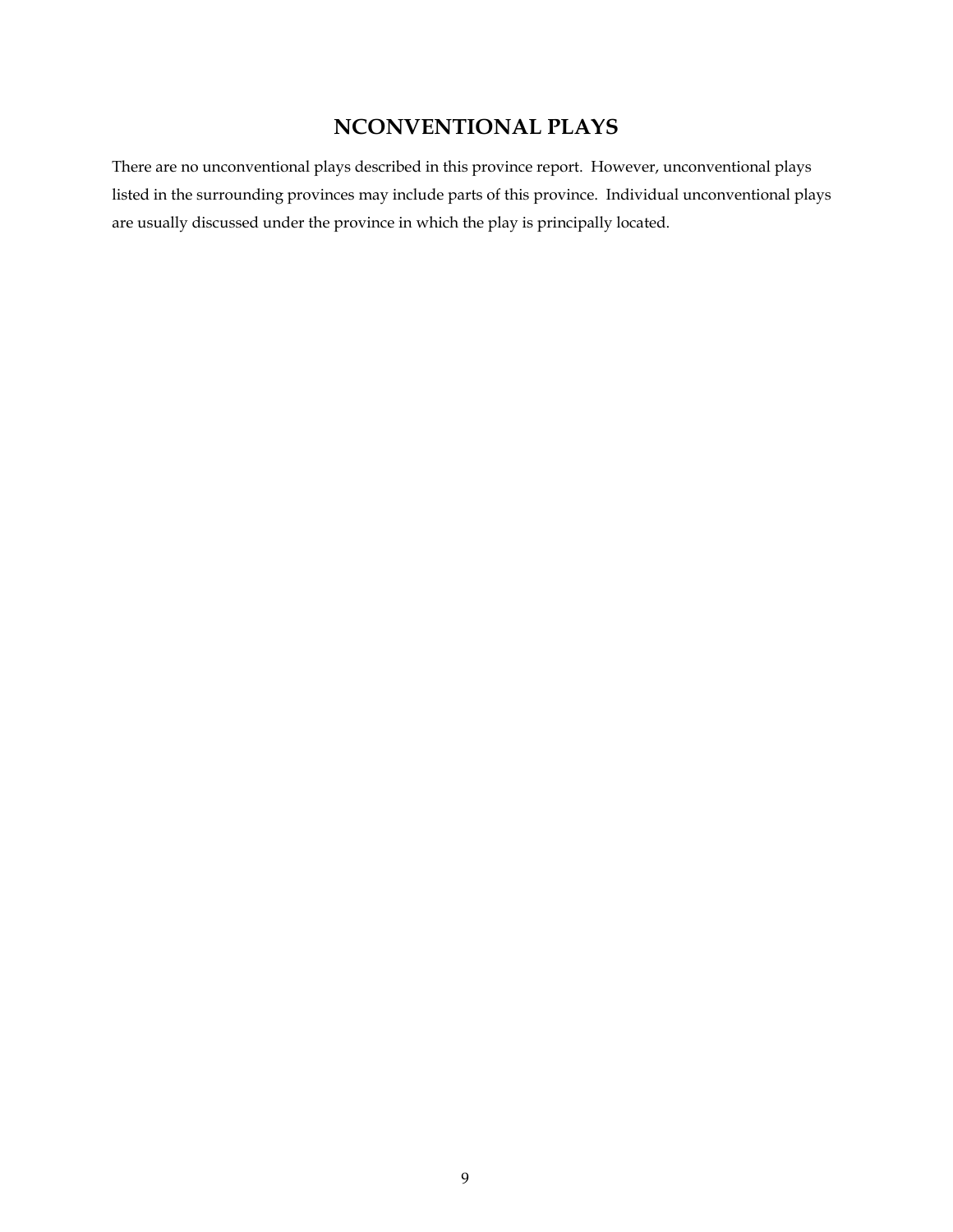## NCONVENTIONAL PLAYS

There are no unconventional plays described in this province report. However, unconventional plays listed in the surrounding provinces may include parts of this province. Individual unconventional plays are usually discussed under the province in which the play is principally located.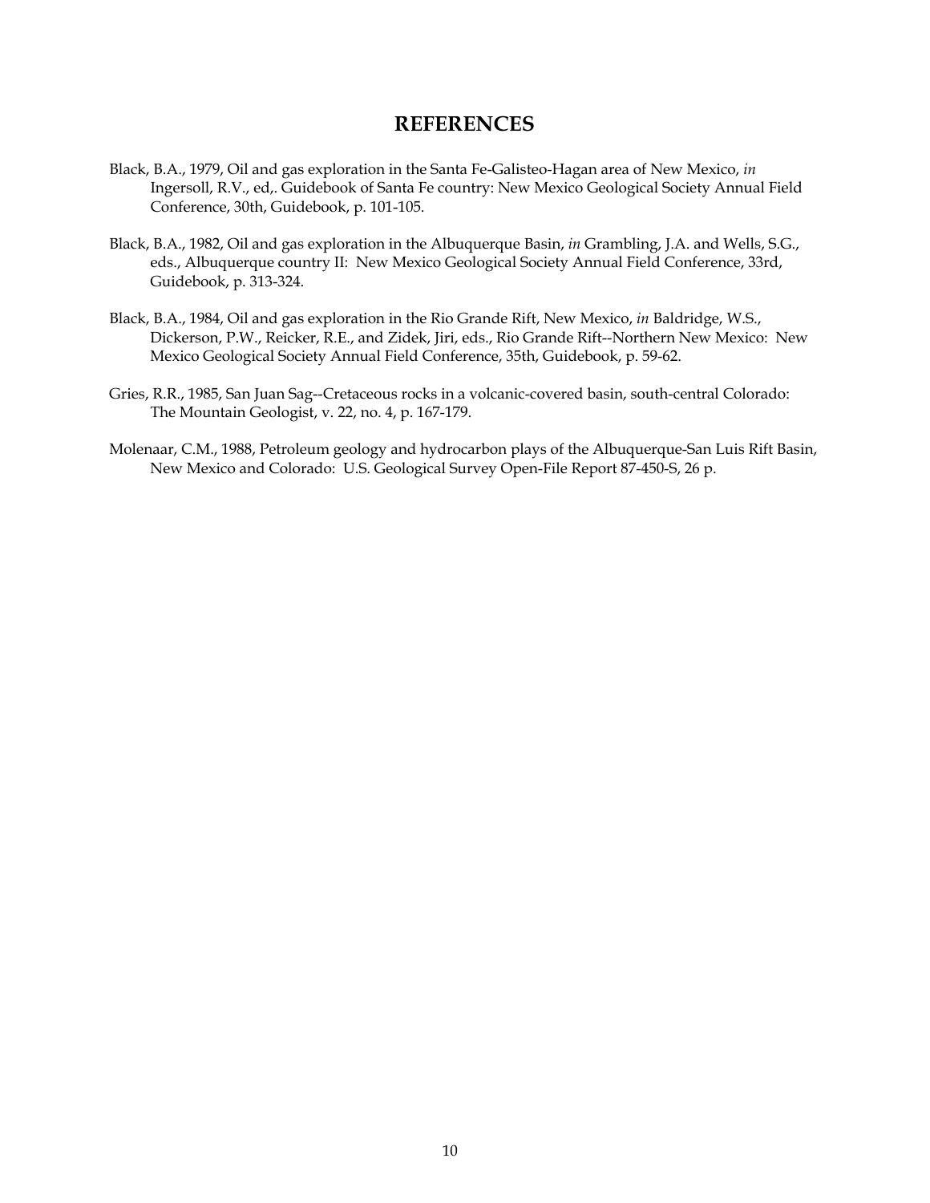# REFERENCES

Black, B.A., 1979, Oil and gas exploration in the Santa Fe-Galisteo-Hagan area of New Mexico, *in* Ingersoll, R.V., ed,. Guidebook of Santa Fe country: New Mexico Geological Society Annual Field Conference, 30th, Guidebook, p. 101-105.

Black, B.A., 1982, Oil and gas exploration in the Albuquerque Basin, *in* Grambling, J.A. and Wells, S.G., eds., Albuquerque country II: New Mexico Geological Society Annual Field Conference, 33rd, Guidebook, p. 313-324.

Black, B.A., 1984, Oil and gas exploration in the Rio Grande Rift, New Mexico, *in* Baldridge, W.S., Dickerson, P.W., Reicker, R.E., and Zidek, Jiri, eds., Rio Grande Rift--Northern New Mexico: New Mexico Geological Society Annual Field Conference, 35th, Guidebook, p. 59-62.

Gries, R.R., 1985, San Juan Sag--Cretaceous rocks in a volcanic-covered basin, south-central Colorado: The Mountain Geologist, v. 22, no. 4, p. 167-179.

Molenaar, C.M., 1988, Petroleum geology and hydrocarbon plays of the Albuquerque-San Luis Rift Basin, New Mexico and Colorado: U.S. Geological Survey Open-File Report 87-450-S, 26 p.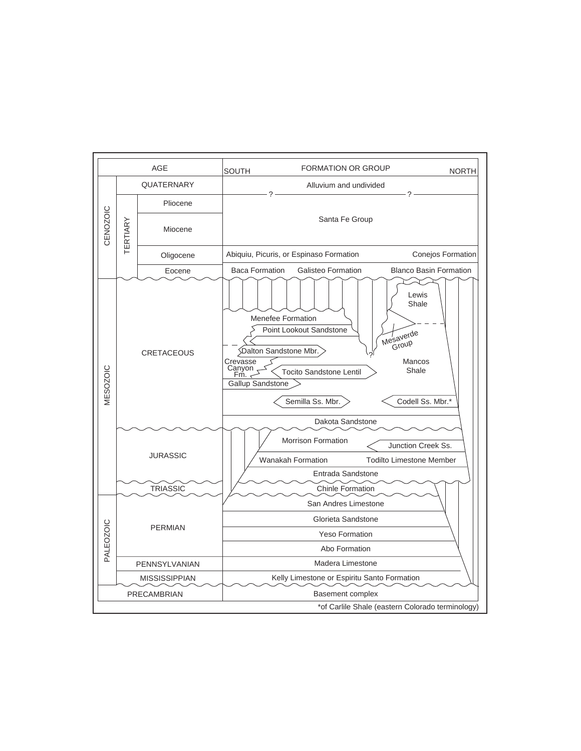AGE

FORMATION OR GROUP

SOUTH

NORTH

CENOZOIC

QUATERNARY

Alluvium and undivided

?

?

TERTIARY

Pliocene

Miocene

Santa Fe Group

Oligocene

Abiquiu, Picuris, or Espinaso Formation

Conejos Formation

Eocene

Baca Formation

Galisteo Formation

Blanco Basin Formation

MESOZOIC

CRETACEOUS

Lewis Shale

Menefee Formation

Point Lookout Sandstone

Mesaverde Group

?

Dalton Sandstone Mbr.

Crevasse Canyon Fm.

Tocito Sandstone Lentil

Mancos Shale

Gallup Sandstone

Semilla Ss. Mbr.

Codell Ss. Mbr.*

Dakota Sandstone

JURASSIC

Morrison Formation

Junction Creek Ss.

Wanakah Formation

Todilto Limestone Member

Entrada Sandstone

TRIASSIC

Chinle Formation

PALEOZOIC

PERMIAN

San Andres Limestone

Glorieta Sandstone

Yeso Formation

Abo Formation

PENNSYLVANIAN

Madera Limestone

MISSISSIPPIAN

Kelly Limestone or Espiritu Santo Formation

PRECAMBRIAN

Basement complex

*of Carlile Shale (eastern Colorado terminology)